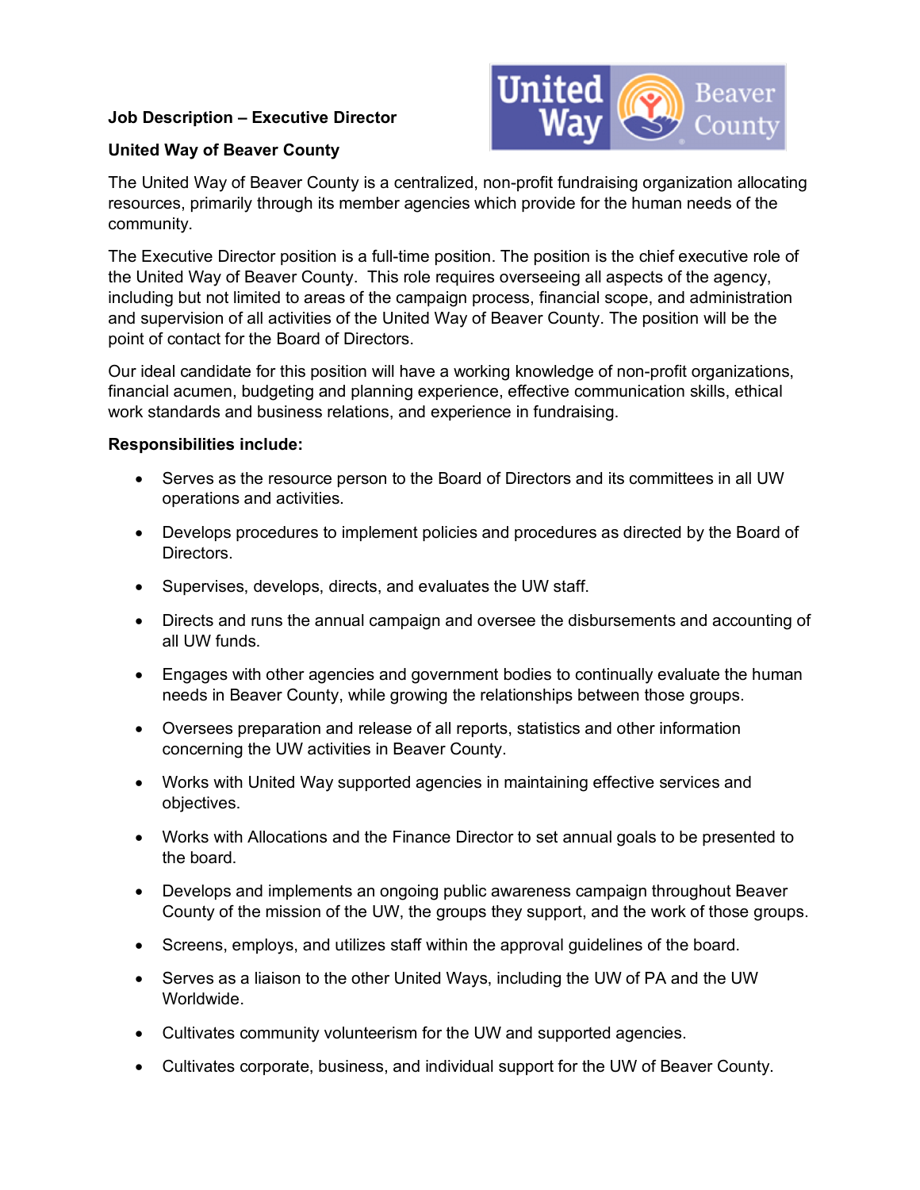**Job Description – Executive Director**

**United Way of Beaver County**

The United Way of Beaver County is a centralized, non-profit fundraising organization allocating resources, primarily through its member agencies which provide for the human needs of the community.

The Executive Director position is a full-time position. The position is the chief executive role of the United Way of Beaver County. This role requires overseeing all aspects of the agency, including but not limited to areas of the campaign process, financial scope, and administration and supervision of all activities of the United Way of Beaver County. The position will be the point of contact for the Board of Directors.

Our ideal candidate for this position will have a working knowledge of non-profit organizations, financial acumen, budgeting and planning experience, effective communication skills, ethical work standards and business relations, and experience in fundraising.

**Responsibilities include:**

- Serves as the resource person to the Board of Directors and its committees in all UW operations and activities.
- Develops procedures to implement policies and procedures as directed by the Board of Directors.
- Supervises, develops, directs, and evaluates the UW staff.
- Directs and runs the annual campaign and oversee the disbursements and accounting of all UW funds.
- Engages with other agencies and government bodies to continually evaluate the human needs in Beaver County, while growing the relationships between those groups.
- Oversees preparation and release of all reports, statistics and other information concerning the UW activities in Beaver County.
- Works with United Way supported agencies in maintaining effective services and objectives.
- Works with Allocations and the Finance Director to set annual goals to be presented to the board.
- Develops and implements an ongoing public awareness campaign throughout Beaver County of the mission of the UW, the groups they support, and the work of those groups.
- Screens, employs, and utilizes staff within the approval guidelines of the board.
- Serves as a liaison to the other United Ways, including the UW of PA and the UW Worldwide.
- Cultivates community volunteerism for the UW and supported agencies.
- Cultivates corporate, business, and individual support for the UW of Beaver County.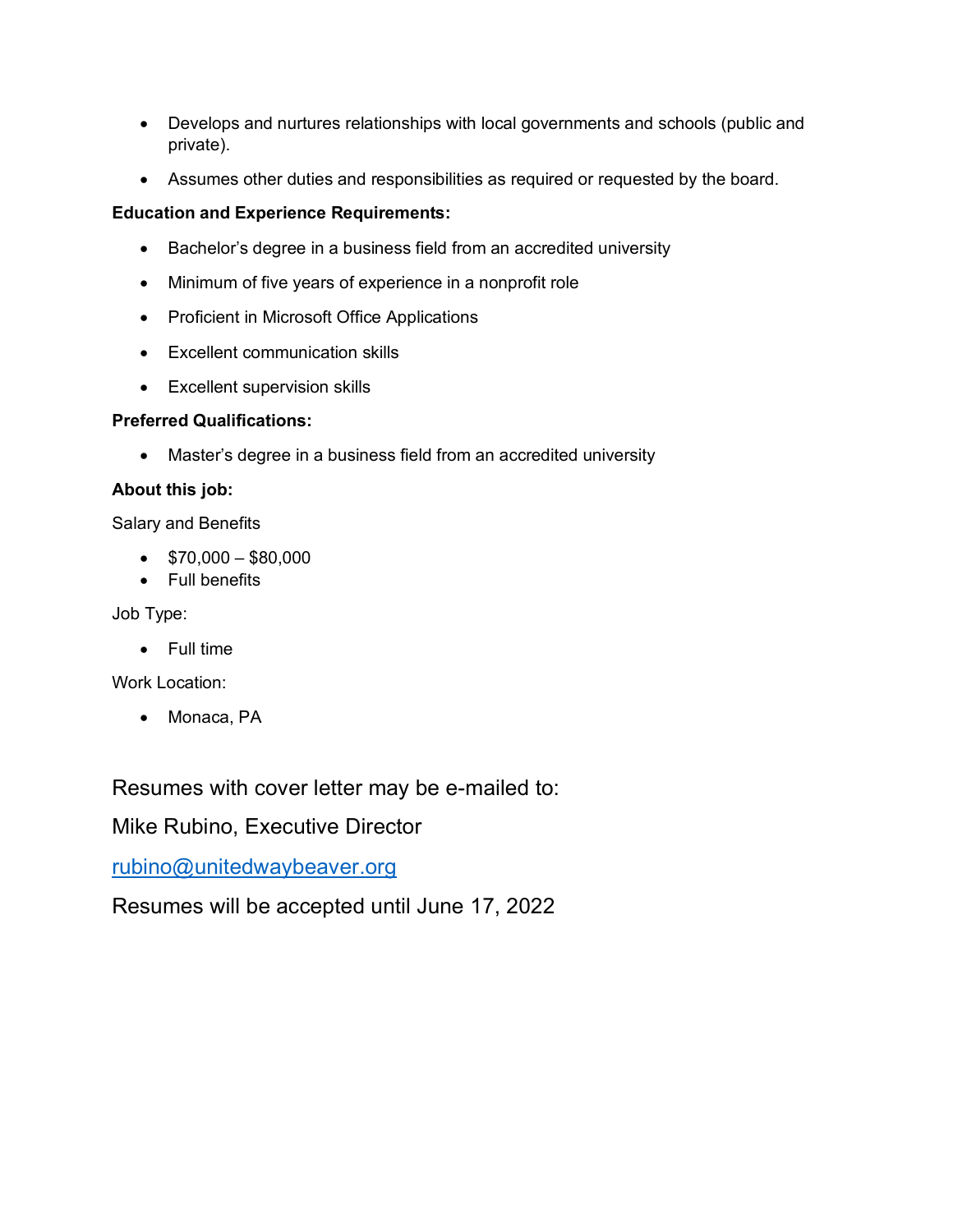- Develops and nurtures relationships with local governments and schools (public and private).
- Assumes other duties and responsibilities as required or requested by the board.

**Education and Experience Requirements:**

- Bachelor's degree in a business field from an accredited university
- Minimum of five years of experience in a nonprofit role
- Proficient in Microsoft Office Applications
- Excellent communication skills
- Excellent supervision skills

**Preferred Qualifications:**

- Master's degree in a business field from an accredited university

**About this job:**

Salary and Benefits

- $70,000 – $80,000
- Full benefits

Job Type:

- Full time

Work Location:

- Monaca, PA

Resumes with cover letter may be e-mailed to:

Mike Rubino, Executive Director

rubino@unitedwaybeaver.org

Resumes will be accepted until June 17, 2022